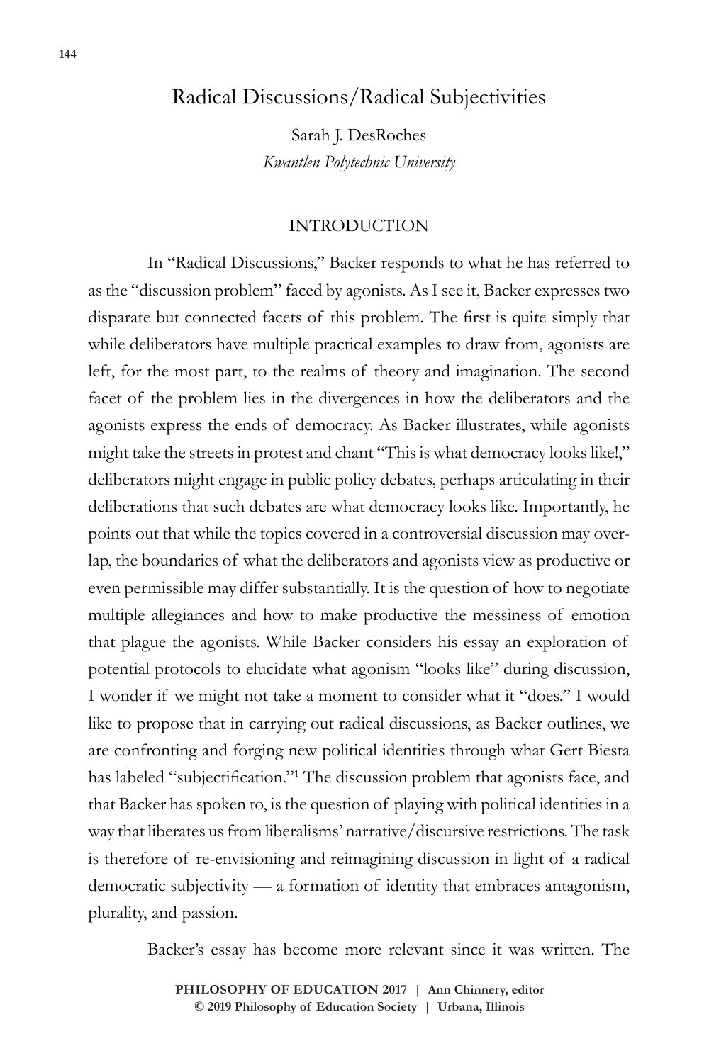# Radical Discussions/Radical Subjectivities

Sarah J. DesRoches
*Kwantlen Polytechnic University*

## INTRODUCTION

In "Radical Discussions," Backer responds to what he has referred to as the "discussion problem" faced by agonists. As I see it, Backer expresses two disparate but connected facets of this problem. The first is quite simply that while deliberators have multiple practical examples to draw from, agonists are left, for the most part, to the realms of theory and imagination. The second facet of the problem lies in the divergences in how the deliberators and the agonists express the ends of democracy. As Backer illustrates, while agonists might take the streets in protest and chant "This is what democracy looks like!," deliberators might engage in public policy debates, perhaps articulating in their deliberations that such debates are what democracy looks like. Importantly, he points out that while the topics covered in a controversial discussion may overlap, the boundaries of what the deliberators and agonists view as productive or even permissible may differ substantially. It is the question of how to negotiate multiple allegiances and how to make productive the messiness of emotion that plague the agonists. While Backer considers his essay an exploration of potential protocols to elucidate what agonism "looks like" during discussion, I wonder if we might not take a moment to consider what it "does." I would like to propose that in carrying out radical discussions, as Backer outlines, we are confronting and forging new political identities through what Gert Biesta has labeled "subjectification."[1] The discussion problem that agonists face, and that Backer has spoken to, is the question of playing with political identities in a way that liberates us from liberalisms' narrative/discursive restrictions. The task is therefore of re-envisioning and reimagining discussion in light of a radical democratic subjectivity — a formation of identity that embraces antagonism, plurality, and passion.

Backer's essay has become more relevant since it was written. The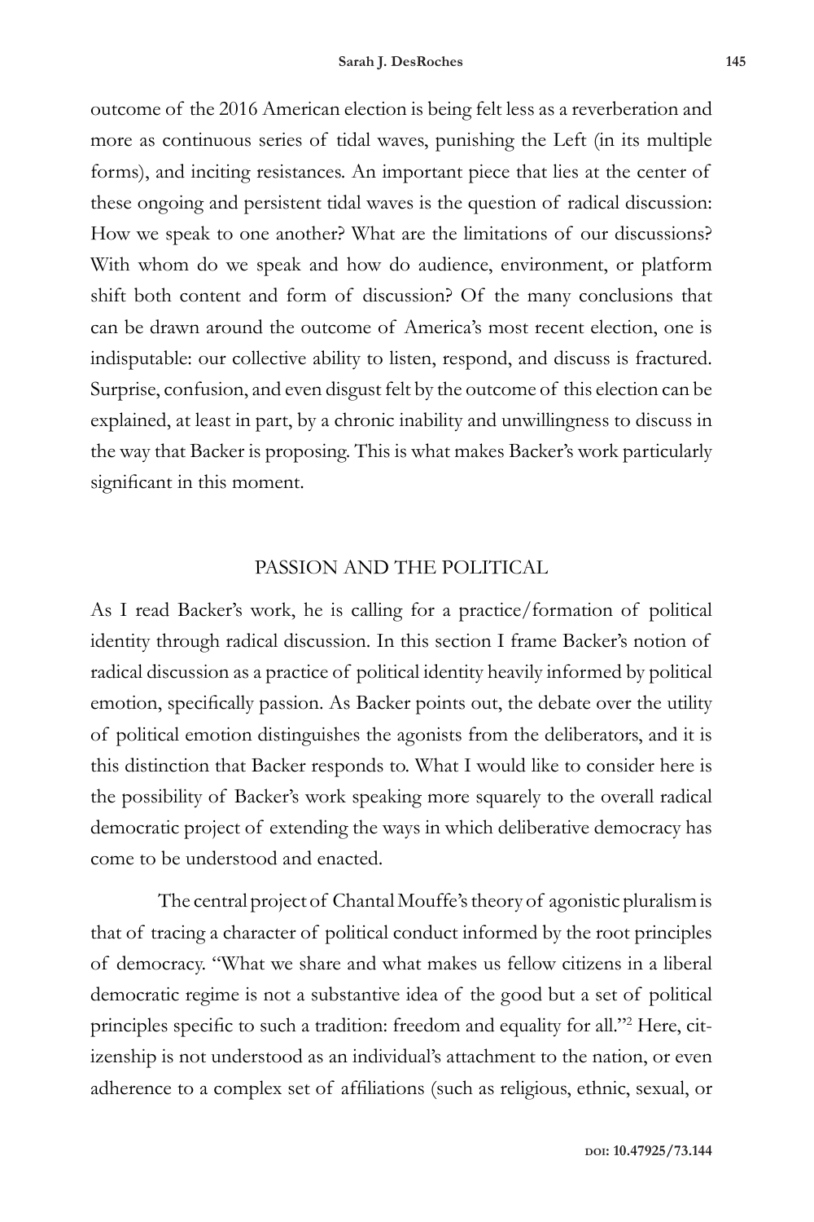outcome of the 2016 American election is being felt less as a reverberation and more as continuous series of tidal waves, punishing the Left (in its multiple forms), and inciting resistances. An important piece that lies at the center of these ongoing and persistent tidal waves is the question of radical discussion: How we speak to one another? What are the limitations of our discussions? With whom do we speak and how do audience, environment, or platform shift both content and form of discussion? Of the many conclusions that can be drawn around the outcome of America's most recent election, one is indisputable: our collective ability to listen, respond, and discuss is fractured. Surprise, confusion, and even disgust felt by the outcome of this election can be explained, at least in part, by a chronic inability and unwillingness to discuss in the way that Backer is proposing. This is what makes Backer's work particularly significant in this moment.

## PASSION AND THE POLITICAL

As I read Backer's work, he is calling for a practice/formation of political identity through radical discussion. In this section I frame Backer's notion of radical discussion as a practice of political identity heavily informed by political emotion, specifically passion. As Backer points out, the debate over the utility of political emotion distinguishes the agonists from the deliberators, and it is this distinction that Backer responds to. What I would like to consider here is the possibility of Backer's work speaking more squarely to the overall radical democratic project of extending the ways in which deliberative democracy has come to be understood and enacted.

The central project of Chantal Mouffe's theory of agonistic pluralism is that of tracing a character of political conduct informed by the root principles of democracy. "What we share and what makes us fellow citizens in a liberal democratic regime is not a substantive idea of the good but a set of political principles specific to such a tradition: freedom and equality for all."[2] Here, citizenship is not understood as an individual's attachment to the nation, or even adherence to a complex set of affiliations (such as religious, ethnic, sexual, or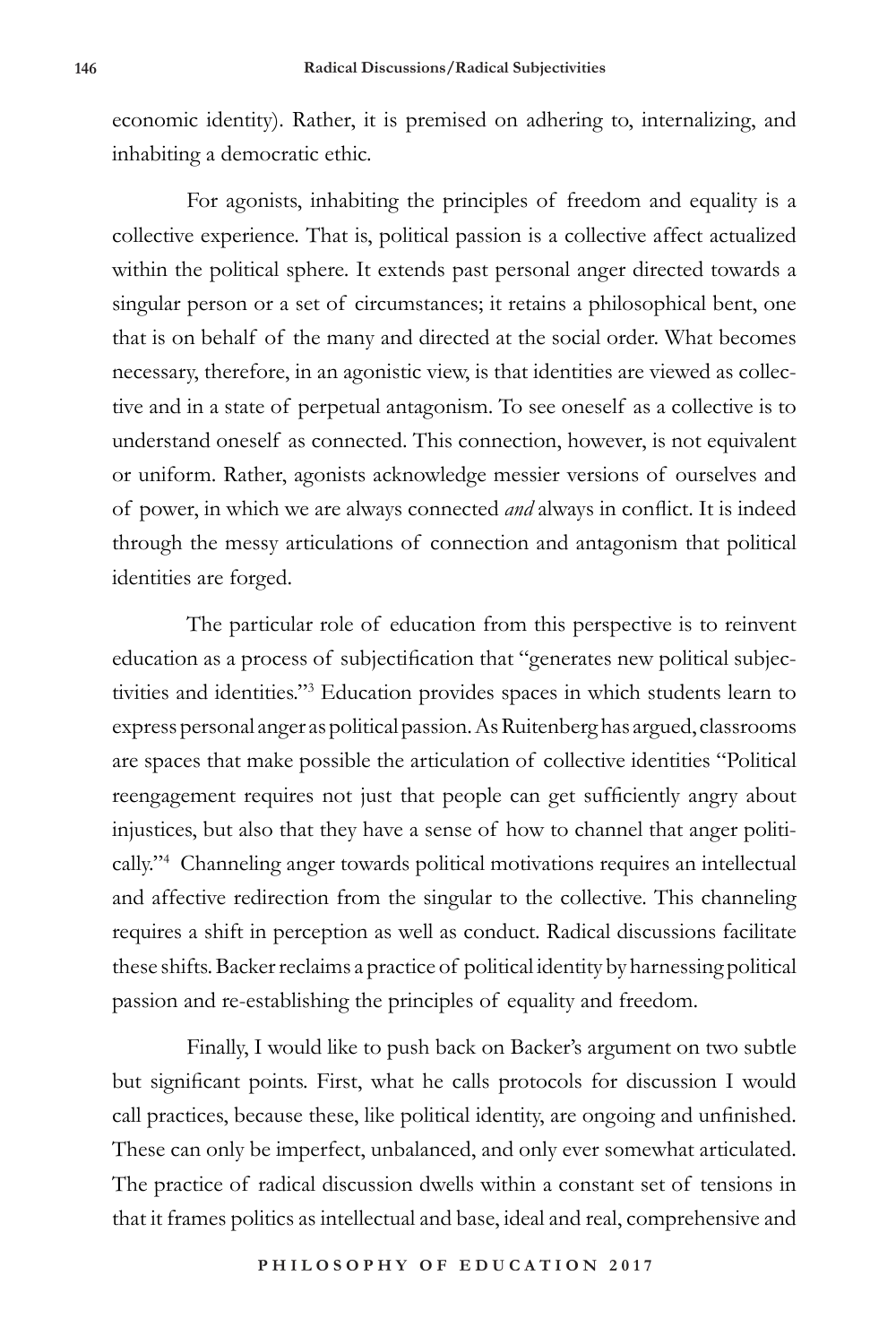economic identity). Rather, it is premised on adhering to, internalizing, and inhabiting a democratic ethic.

For agonists, inhabiting the principles of freedom and equality is a collective experience. That is, political passion is a collective affect actualized within the political sphere. It extends past personal anger directed towards a singular person or a set of circumstances; it retains a philosophical bent, one that is on behalf of the many and directed at the social order. What becomes necessary, therefore, in an agonistic view, is that identities are viewed as collective and in a state of perpetual antagonism. To see oneself as a collective is to understand oneself as connected. This connection, however, is not equivalent or uniform. Rather, agonists acknowledge messier versions of ourselves and of power, in which we are always connected *and* always in conflict. It is indeed through the messy articulations of connection and antagonism that political identities are forged.

The particular role of education from this perspective is to reinvent education as a process of subjectification that "generates new political subjectivities and identities."[3] Education provides spaces in which students learn to express personal anger as political passion. As Ruitenberg has argued, classrooms are spaces that make possible the articulation of collective identities "Political reengagement requires not just that people can get sufficiently angry about injustices, but also that they have a sense of how to channel that anger politically."[4] Channeling anger towards political motivations requires an intellectual and affective redirection from the singular to the collective. This channeling requires a shift in perception as well as conduct. Radical discussions facilitate these shifts. Backer reclaims a practice of political identity by harnessing political passion and re-establishing the principles of equality and freedom.

Finally, I would like to push back on Backer's argument on two subtle but significant points. First, what he calls protocols for discussion I would call practices, because these, like political identity, are ongoing and unfinished. These can only be imperfect, unbalanced, and only ever somewhat articulated. The practice of radical discussion dwells within a constant set of tensions in that it frames politics as intellectual and base, ideal and real, comprehensive and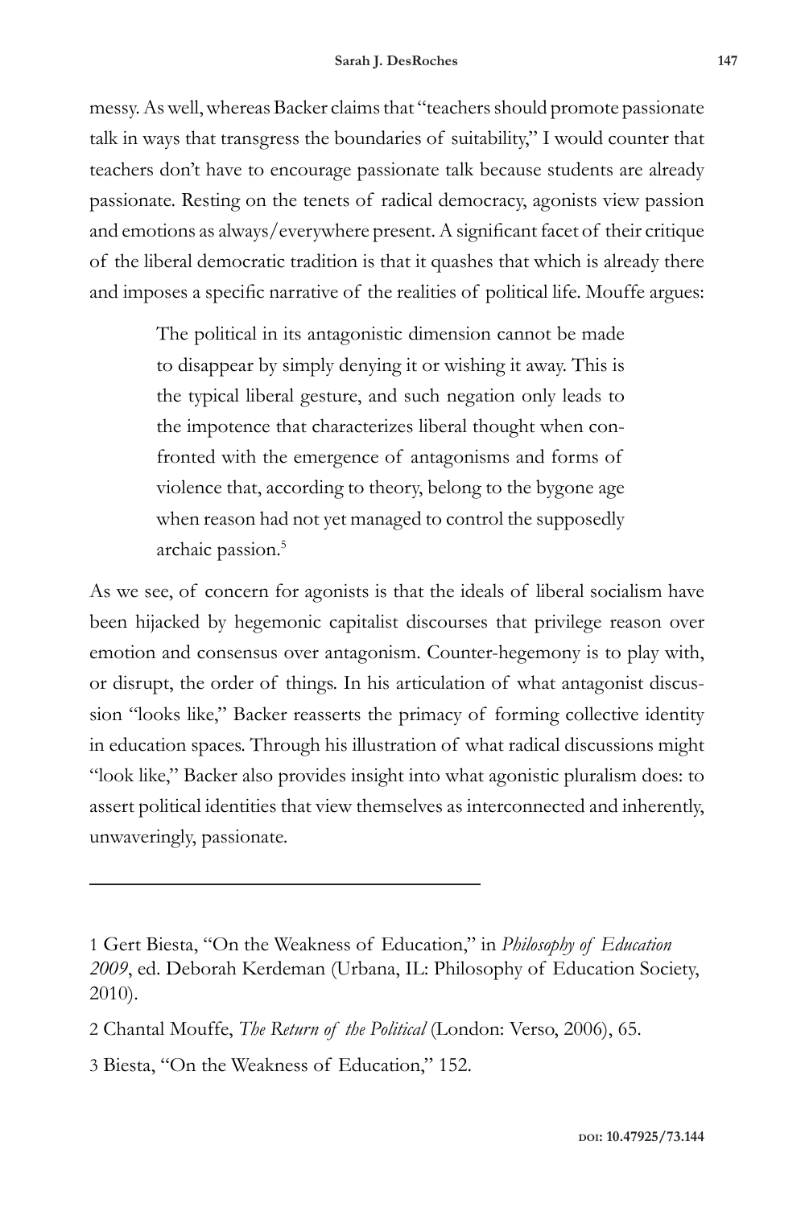messy. As well, whereas Backer claims that "teachers should promote passionate talk in ways that transgress the boundaries of suitability," I would counter that teachers don't have to encourage passionate talk because students are already passionate. Resting on the tenets of radical democracy, agonists view passion and emotions as always/everywhere present. A significant facet of their critique of the liberal democratic tradition is that it quashes that which is already there and imposes a specific narrative of the realities of political life. Mouffe argues:

> The political in its antagonistic dimension cannot be made to disappear by simply denying it or wishing it away. This is the typical liberal gesture, and such negation only leads to the impotence that characterizes liberal thought when confronted with the emergence of antagonisms and forms of violence that, according to theory, belong to the bygone age when reason had not yet managed to control the supposedly archaic passion.[5]

As we see, of concern for agonists is that the ideals of liberal socialism have been hijacked by hegemonic capitalist discourses that privilege reason over emotion and consensus over antagonism. Counter-hegemony is to play with, or disrupt, the order of things. In his articulation of what antagonist discussion "looks like," Backer reasserts the primacy of forming collective identity in education spaces. Through his illustration of what radical discussions might "look like," Backer also provides insight into what agonistic pluralism does: to assert political identities that view themselves as interconnected and inherently, unwaveringly, passionate.

---

1 Gert Biesta, "On the Weakness of Education," in *Philosophy of Education 2009*, ed. Deborah Kerdeman (Urbana, IL: Philosophy of Education Society, 2010).

2 Chantal Mouffe, *The Return of the Political* (London: Verso, 2006), 65.

3 Biesta, "On the Weakness of Education," 152.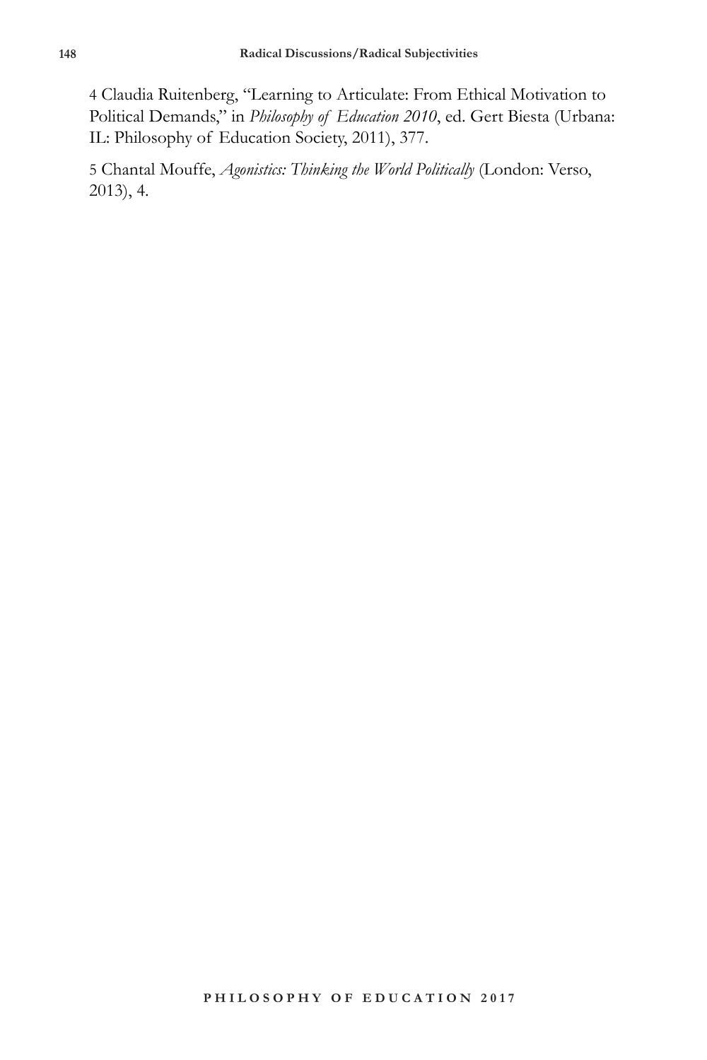4 Claudia Ruitenberg, “Learning to Articulate: From Ethical Motivation to Political Demands,” in *Philosophy of Education 2010*, ed. Gert Biesta (Urbana: IL: Philosophy of Education Society, 2011), 377.

5 Chantal Mouffe, *Agonistics: Thinking the World Politically* (London: Verso, 2013), 4.